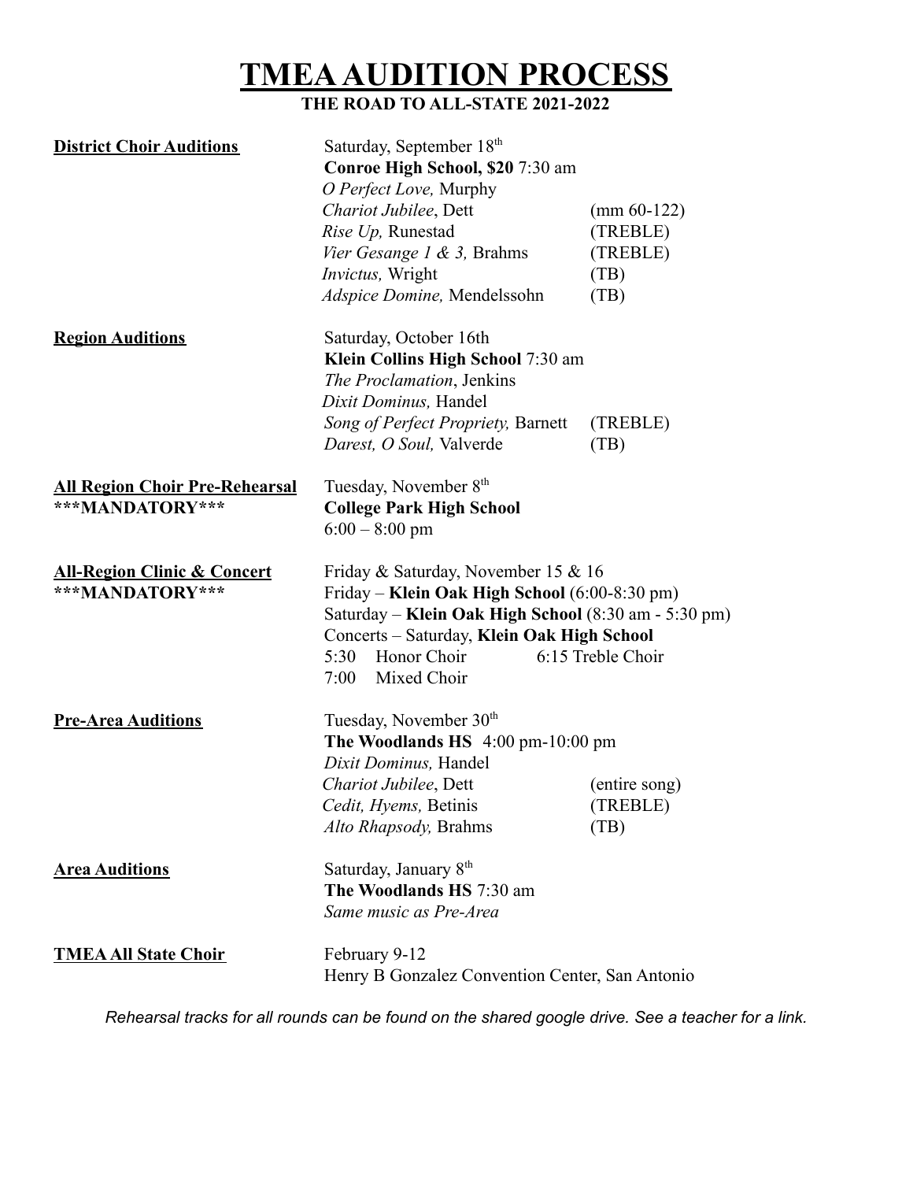# TMEA AUDITION PROCESS

**THE ROAD TO ALL-STATE 2021-2022**

| | | |
|---|---|---|
| **District Choir Auditions** | Saturday, September 18th | |
| | **Conroe High School, $20** 7:30 am | |
| | *O Perfect Love,* Murphy | |
| | *Chariot Jubilee*, Dett | (mm 60-122) |
| | *Rise Up,* Runestad | (TREBLE) |
| | *Vier Gesange 1 & 3,* Brahms | (TREBLE) |
| | *Invictus,* Wright | (TB) |
| | *Adspice Domine,* Mendelssohn | (TB) |
| **Region Auditions** | Saturday, October 16th | |
| | **Klein Collins High School** 7:30 am | |
| | *The Proclamation*, Jenkins | |
| | *Dixit Dominus,* Handel | |
| | *Song of Perfect Propriety,* Barnett | (TREBLE) |
| | *Darest, O Soul,* Valverde | (TB) |
| **All Region Choir Pre-Rehearsal** ***MANDATORY*** | Tuesday, November 8th | |
| | **College Park High School** | |
| | 6:00 – 8:00 pm | |
| **All-Region Clinic & Concert** ***MANDATORY*** | Friday & Saturday, November 15 & 16 | |
| | Friday – **Klein Oak High School** (6:00-8:30 pm) | |
| | Saturday – **Klein Oak High School** (8:30 am - 5:30 pm) | |
| | Concerts – Saturday, **Klein Oak High School** | |
| | 5:30 Honor Choir | 6:15 Treble Choir |
| | 7:00 Mixed Choir | |
| **Pre-Area Auditions** | Tuesday, November 30th | |
| | **The Woodlands HS** 4:00 pm-10:00 pm | |
| | *Dixit Dominus,* Handel | |
| | *Chariot Jubilee*, Dett | (entire song) |
| | *Cedit, Hyems,* Betinis | (TREBLE) |
| | *Alto Rhapsody,* Brahms | (TB) |
| **Area Auditions** | Saturday, January 8th | |
| | **The Woodlands HS** 7:30 am | |
| | *Same music as Pre-Area* | |
| **TMEA All State Choir** | February 9-12 | |
| | Henry B Gonzalez Convention Center, San Antonio | |

*Rehearsal tracks for all rounds can be found on the shared google drive. See a teacher for a link.*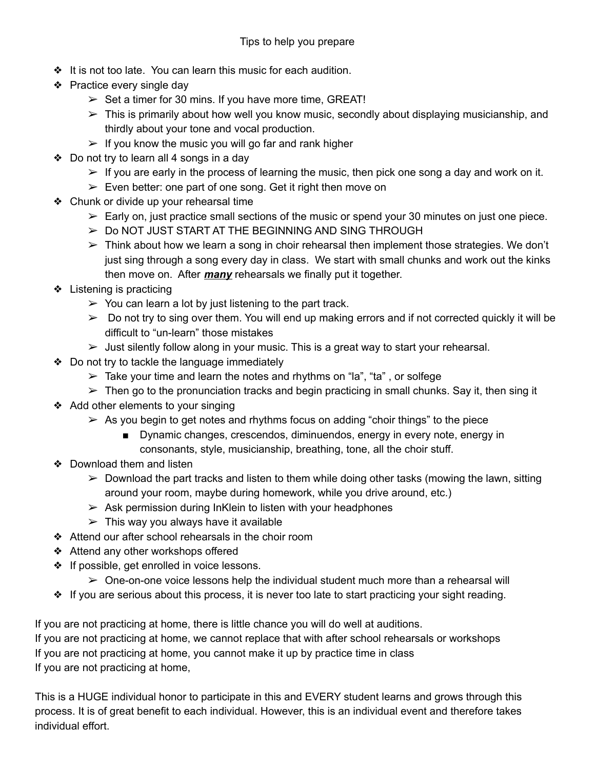Tips to help you prepare

- It is not too late. You can learn this music for each audition.
- Practice every single day
  - Set a timer for 30 mins. If you have more time, GREAT!
  - This is primarily about how well you know music, secondly about displaying musicianship, and thirdly about your tone and vocal production.
  - If you know the music you will go far and rank higher
- Do not try to learn all 4 songs in a day
  - If you are early in the process of learning the music, then pick one song a day and work on it.
  - Even better: one part of one song. Get it right then move on
- Chunk or divide up your rehearsal time
  - Early on, just practice small sections of the music or spend your 30 minutes on just one piece.
  - Do NOT JUST START AT THE BEGINNING AND SING THROUGH
  - Think about how we learn a song in choir rehearsal then implement those strategies. We don't just sing through a song every day in class. We start with small chunks and work out the kinks then move on. After ***<u>many</u>*** rehearsals we finally put it together.
- Listening is practicing
  - You can learn a lot by just listening to the part track.
  - Do not try to sing over them. You will end up making errors and if not corrected quickly it will be difficult to "un-learn" those mistakes
  - Just silently follow along in your music. This is a great way to start your rehearsal.
- Do not try to tackle the language immediately
  - Take your time and learn the notes and rhythms on "la", "ta" , or solfege
  - Then go to the pronunciation tracks and begin practicing in small chunks. Say it, then sing it
- Add other elements to your singing
  - As you begin to get notes and rhythms focus on adding "choir things" to the piece
    - Dynamic changes, crescendos, diminuendos, energy in every note, energy in consonants, style, musicianship, breathing, tone, all the choir stuff.
- Download them and listen
  - Download the part tracks and listen to them while doing other tasks (mowing the lawn, sitting around your room, maybe during homework, while you drive around, etc.)
  - Ask permission during InKlein to listen with your headphones
  - This way you always have it available
- Attend our after school rehearsals in the choir room
- Attend any other workshops offered
- If possible, get enrolled in voice lessons.
  - One-on-one voice lessons help the individual student much more than a rehearsal will
- If you are serious about this process, it is never too late to start practicing your sight reading.

If you are not practicing at home, there is little chance you will do well at auditions.
If you are not practicing at home, we cannot replace that with after school rehearsals or workshops
If you are not practicing at home, you cannot make it up by practice time in class
If you are not practicing at home,

This is a HUGE individual honor to participate in this and EVERY student learns and grows through this process. It is of great benefit to each individual. However, this is an individual event and therefore takes individual effort.